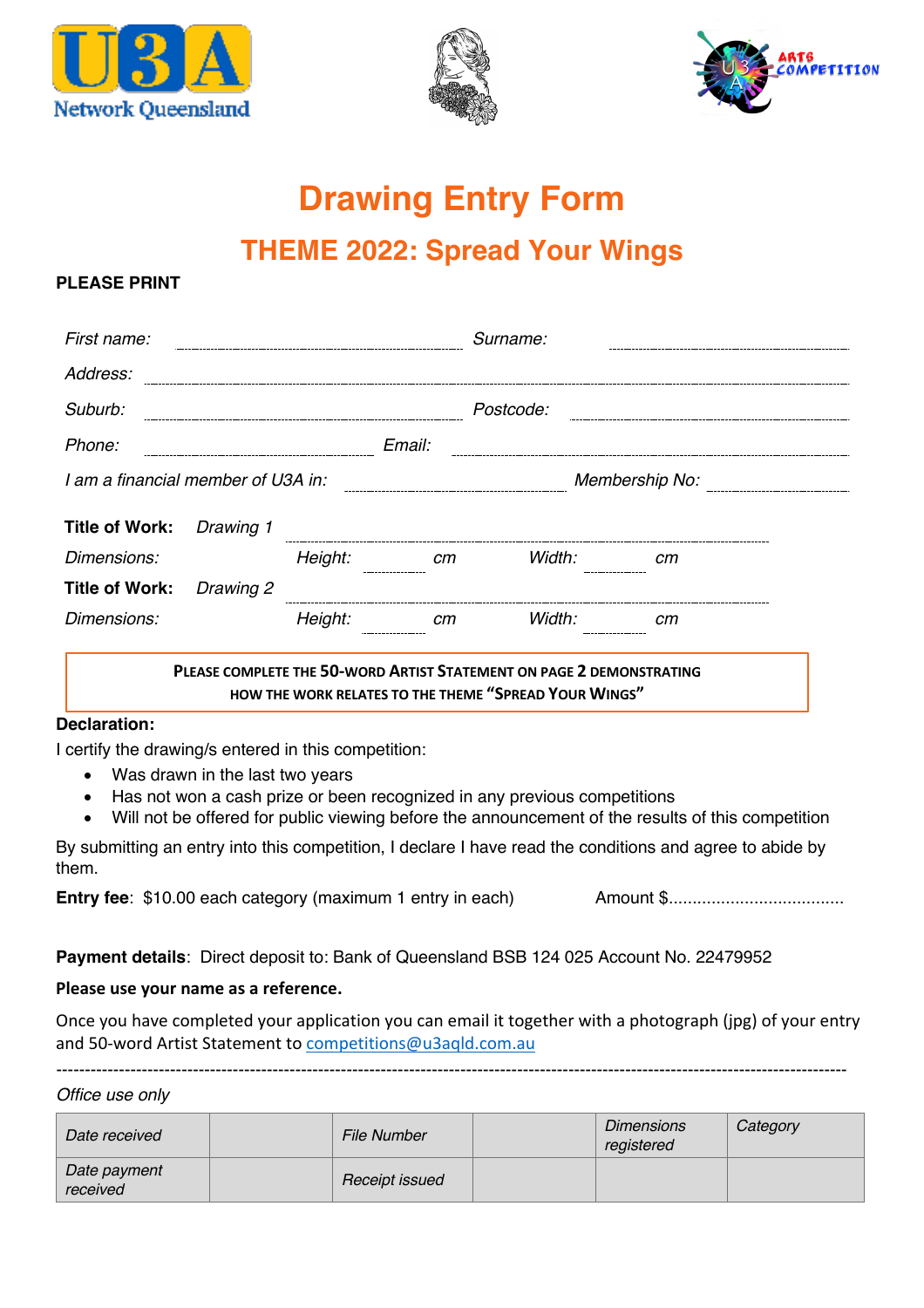# Drawing Entry Form

## THEME 2022: Spread Your Wings

**PLEASE PRINT**

*First name:* .................................... *Surname:* ....................................

*Address:* ..............................................................................

*Suburb:* .................................... *Postcode:* ....................................

*Phone:* .................................... *Email:* ....................................

*I am a financial member of U3A in:* .................................... *Membership No:* ....................................

**Title of Work:** *Drawing 1* ....................................

*Dimensions:* *Height:* .......... *cm* *Width:* .......... *cm*

**Title of Work:** *Drawing 2* ....................................

*Dimensions:* *Height:* .......... *cm* *Width:* .......... *cm*

**PLEASE COMPLETE THE 50-WORD ARTIST STATEMENT ON PAGE 2 DEMONSTRATING HOW THE WORK RELATES TO THE THEME "SPREAD YOUR WINGS"**

**Declaration:**

I certify the drawing/s entered in this competition:

- Was drawn in the last two years
- Has not won a cash prize or been recognized in any previous competitions
- Will not be offered for public viewing before the announcement of the results of this competition

By submitting an entry into this competition, I declare I have read the conditions and agree to abide by them.

**Entry fee**: $10.00 each category (maximum 1 entry in each) Amount $....................................

**Payment details**: Direct deposit to: Bank of Queensland BSB 124 025 Account No. 22479952

**Please use your name as a reference.**

Once you have completed your application you can email it together with a photograph (jpg) of your entry and 50-word Artist Statement to competitions@u3aqld.com.au

---

*Office use only*

| *Date received* | | *File Number* | | *Dimensions registered* | *Category* |
|---|---|---|---|---|---|
| *Date payment received* | | *Receipt issued* | | | |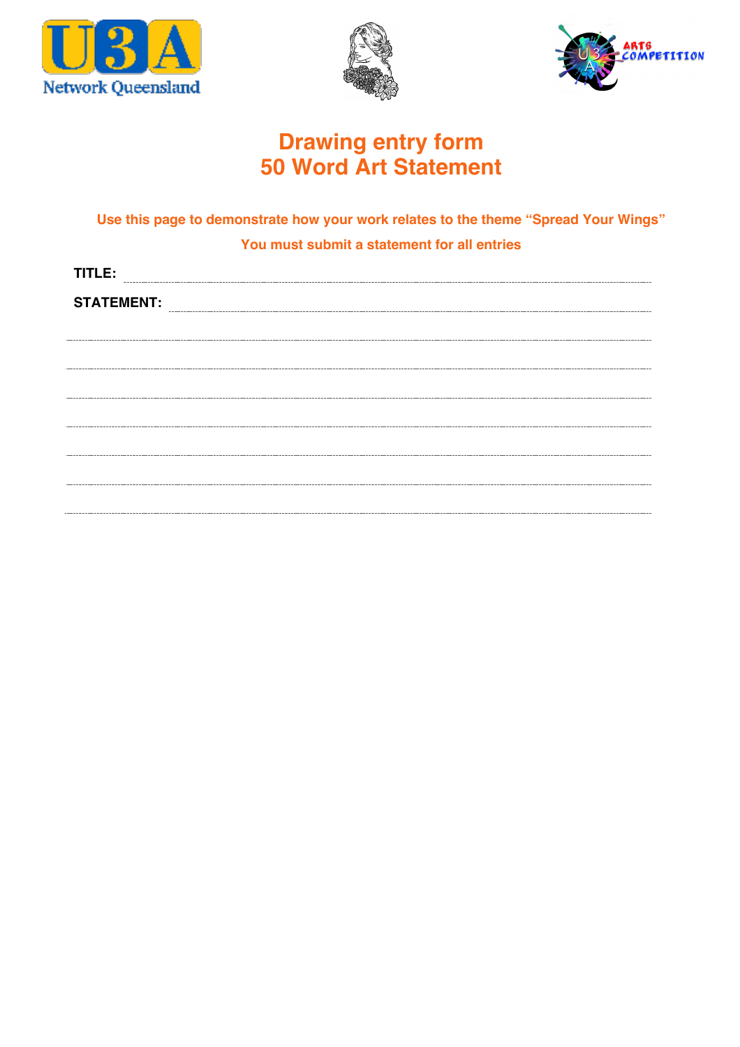# Drawing entry form
# 50 Word Art Statement

**Use this page to demonstrate how your work relates to the theme "Spread Your Wings"**

**You must submit a statement for all entries**

**TITLE:** ..............................................................................................................................

**STATEMENT:** ......................................................................................................................

..........................................................................................................................................

..........................................................................................................................................

..........................................................................................................................................

..........................................................................................................................................

..........................................................................................................................................

..........................................................................................................................................

..........................................................................................................................................